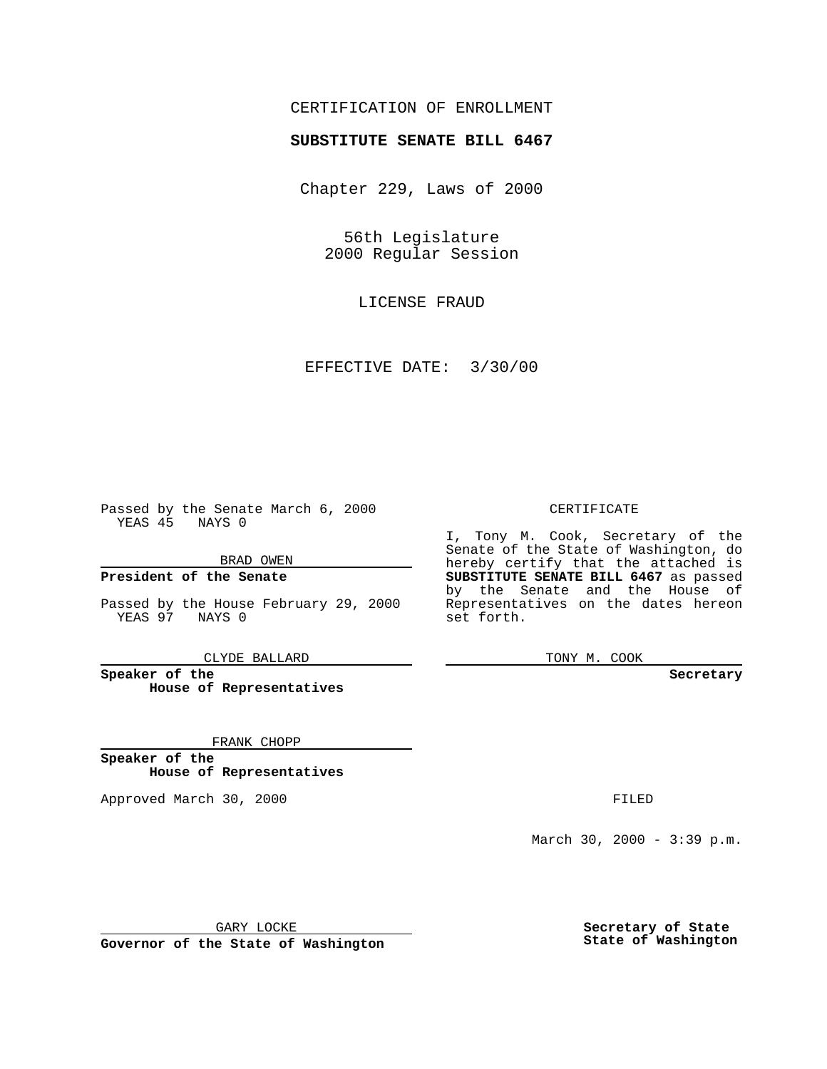CERTIFICATION OF ENROLLMENT

**SUBSTITUTE SENATE BILL 6467**

Chapter 229, Laws of 2000

56th Legislature
2000 Regular Session

LICENSE FRAUD

EFFECTIVE DATE: 3/30/00

Passed by the Senate March 6, 2000
YEAS 45 NAYS 0

BRAD OWEN

**President of the Senate**

Passed by the House February 29, 2000
YEAS 97 NAYS 0

CLYDE BALLARD

**Speaker of the House of Representatives**

FRANK CHOPP

**Speaker of the House of Representatives**

Approved March 30, 2000

GARY LOCKE

**Governor of the State of Washington**

CERTIFICATE

I, Tony M. Cook, Secretary of the Senate of the State of Washington, do hereby certify that the attached is **SUBSTITUTE SENATE BILL 6467** as passed by the Senate and the House of Representatives on the dates hereon set forth.

TONY M. COOK

**Secretary**

FILED

March 30, 2000 - 3:39 p.m.

**Secretary of State**
**State of Washington**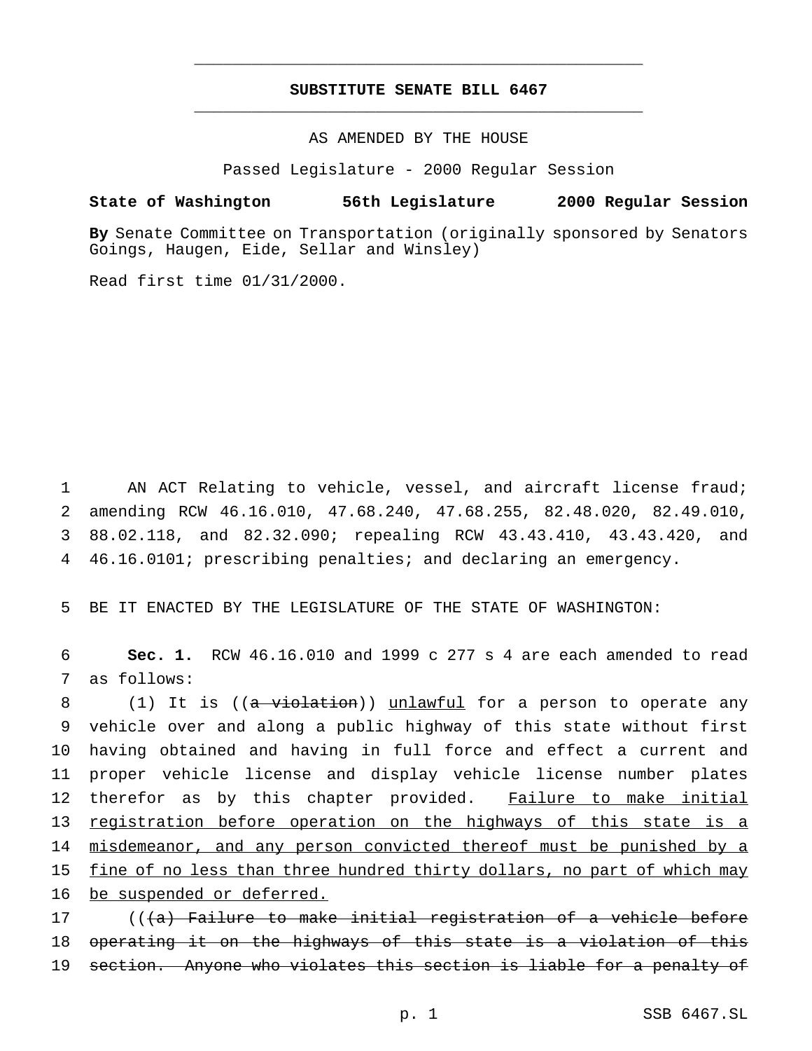# SUBSTITUTE SENATE BILL 6467

AS AMENDED BY THE HOUSE

Passed Legislature - 2000 Regular Session

**State of Washington 56th Legislature 2000 Regular Session**

**By** Senate Committee on Transportation (originally sponsored by Senators Goings, Haugen, Eide, Sellar and Winsley)

Read first time 01/31/2000.

1 AN ACT Relating to vehicle, vessel, and aircraft license fraud;
2 amending RCW 46.16.010, 47.68.240, 47.68.255, 82.48.020, 82.49.010,
3 88.02.118, and 82.32.090; repealing RCW 43.43.410, 43.43.420, and
4 46.16.0101; prescribing penalties; and declaring an emergency.

5 BE IT ENACTED BY THE LEGISLATURE OF THE STATE OF WASHINGTON:

6 **Sec. 1.** RCW 46.16.010 and 1999 c 277 s 4 are each amended to read
7 as follows:

8 (1) It is ((~~a violation~~)) <u>unlawful</u> for a person to operate any
9 vehicle over and along a public highway of this state without first
10 having obtained and having in full force and effect a current and
11 proper vehicle license and display vehicle license number plates
12 therefor as by this chapter provided. <u>Failure to make initial</u>
13 <u>registration before operation on the highways of this state is a</u>
14 <u>misdemeanor, and any person convicted thereof must be punished by a</u>
15 <u>fine of no less than three hundred thirty dollars, no part of which may</u>
16 <u>be suspended or deferred.</u>

17 ((~~(a) Failure to make initial registration of a vehicle before~~
18 ~~operating it on the highways of this state is a violation of this~~
19 ~~section. Anyone who violates this section is liable for a penalty of~~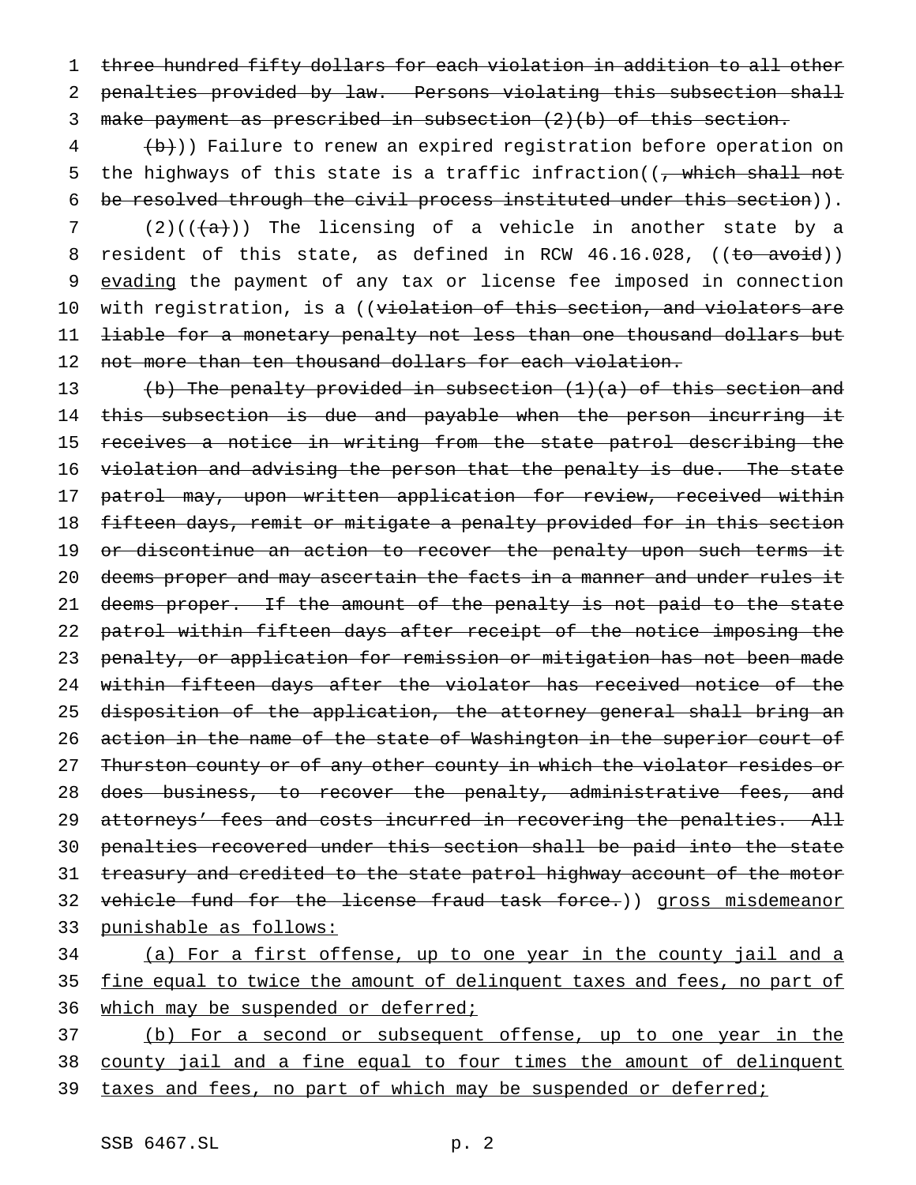~~three hundred fifty dollars for each violation in addition to all other penalties provided by law. Persons violating this subsection shall make payment as prescribed in subsection (2)(b) of this section.~~

~~(b)~~)) Failure to renew an expired registration before operation on the highways of this state is a traffic infraction((~~, which shall not be resolved through the civil process instituted under this section~~)).

(2)((~~(a)~~)) The licensing of a vehicle in another state by a resident of this state, as defined in RCW 46.16.028, ((~~to avoid~~)) evading the payment of any tax or license fee imposed in connection with registration, is a ((~~violation of this section, and violators are liable for a monetary penalty not less than one thousand dollars but not more than ten thousand dollars for each violation.~~

~~(b) The penalty provided in subsection (1)(a) of this section and this subsection is due and payable when the person incurring it receives a notice in writing from the state patrol describing the violation and advising the person that the penalty is due. The state patrol may, upon written application for review, received within fifteen days, remit or mitigate a penalty provided for in this section or discontinue an action to recover the penalty upon such terms it deems proper and may ascertain the facts in a manner and under rules it deems proper. If the amount of the penalty is not paid to the state patrol within fifteen days after receipt of the notice imposing the penalty, or application for remission or mitigation has not been made within fifteen days after the violator has received notice of the disposition of the application, the attorney general shall bring an action in the name of the state of Washington in the superior court of Thurston county or of any other county in which the violator resides or does business, to recover the penalty, administrative fees, and attorneys' fees and costs incurred in recovering the penalties. All penalties recovered under this section shall be paid into the state treasury and credited to the state patrol highway account of the motor vehicle fund for the license fraud task force.~~)) gross misdemeanor punishable as follows:

(a) For a first offense, up to one year in the county jail and a fine equal to twice the amount of delinquent taxes and fees, no part of which may be suspended or deferred;

(b) For a second or subsequent offense, up to one year in the county jail and a fine equal to four times the amount of delinquent taxes and fees, no part of which may be suspended or deferred;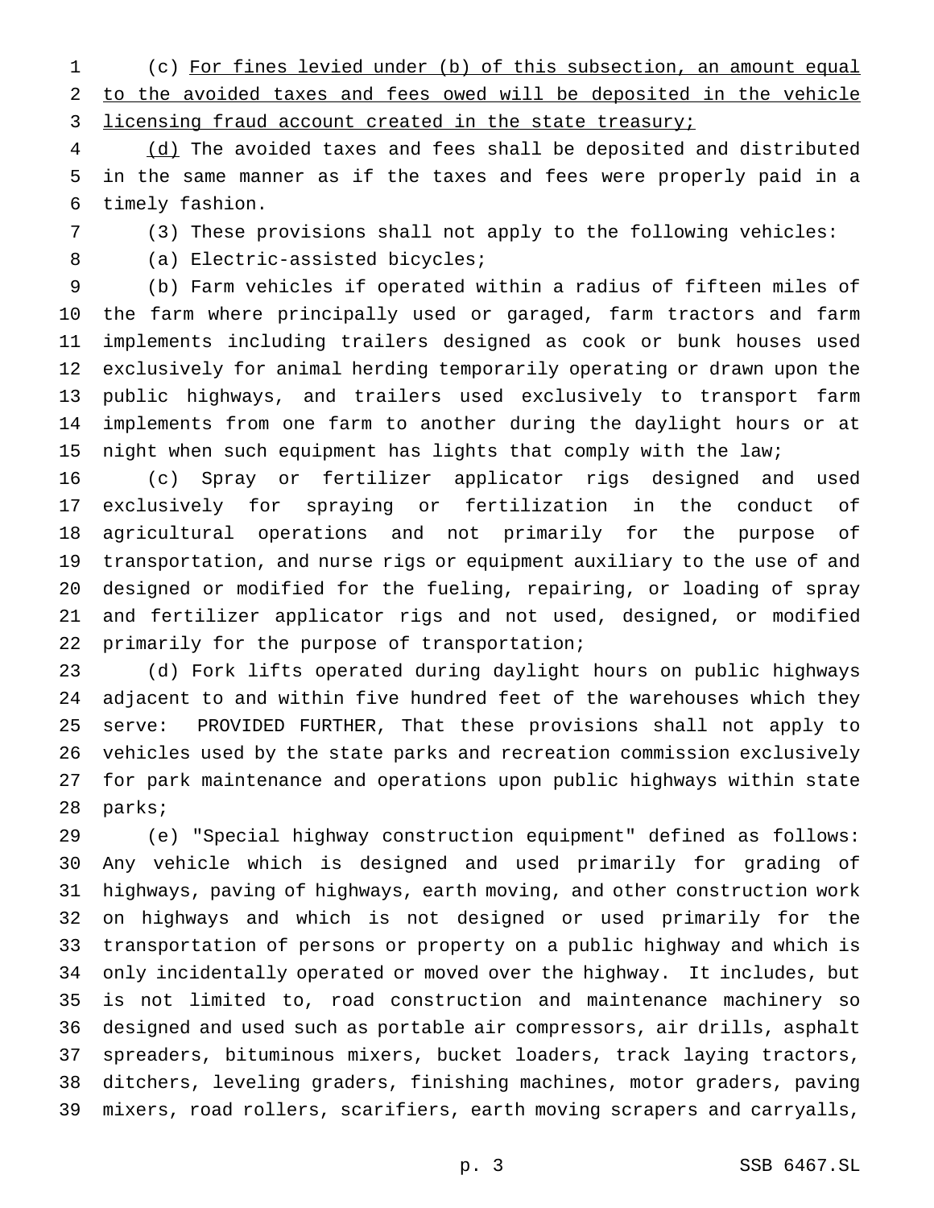(c) For fines levied under (b) of this subsection, an amount equal to the avoided taxes and fees owed will be deposited in the vehicle licensing fraud account created in the state treasury;

(d) The avoided taxes and fees shall be deposited and distributed in the same manner as if the taxes and fees were properly paid in a timely fashion.

(3) These provisions shall not apply to the following vehicles:

(a) Electric-assisted bicycles;

(b) Farm vehicles if operated within a radius of fifteen miles of the farm where principally used or garaged, farm tractors and farm implements including trailers designed as cook or bunk houses used exclusively for animal herding temporarily operating or drawn upon the public highways, and trailers used exclusively to transport farm implements from one farm to another during the daylight hours or at night when such equipment has lights that comply with the law;

(c) Spray or fertilizer applicator rigs designed and used exclusively for spraying or fertilization in the conduct of agricultural operations and not primarily for the purpose of transportation, and nurse rigs or equipment auxiliary to the use of and designed or modified for the fueling, repairing, or loading of spray and fertilizer applicator rigs and not used, designed, or modified primarily for the purpose of transportation;

(d) Fork lifts operated during daylight hours on public highways adjacent to and within five hundred feet of the warehouses which they serve: PROVIDED FURTHER, That these provisions shall not apply to vehicles used by the state parks and recreation commission exclusively for park maintenance and operations upon public highways within state parks;

(e) "Special highway construction equipment" defined as follows: Any vehicle which is designed and used primarily for grading of highways, paving of highways, earth moving, and other construction work on highways and which is not designed or used primarily for the transportation of persons or property on a public highway and which is only incidentally operated or moved over the highway. It includes, but is not limited to, road construction and maintenance machinery so designed and used such as portable air compressors, air drills, asphalt spreaders, bituminous mixers, bucket loaders, track laying tractors, ditchers, leveling graders, finishing machines, motor graders, paving mixers, road rollers, scarifiers, earth moving scrapers and carryalls,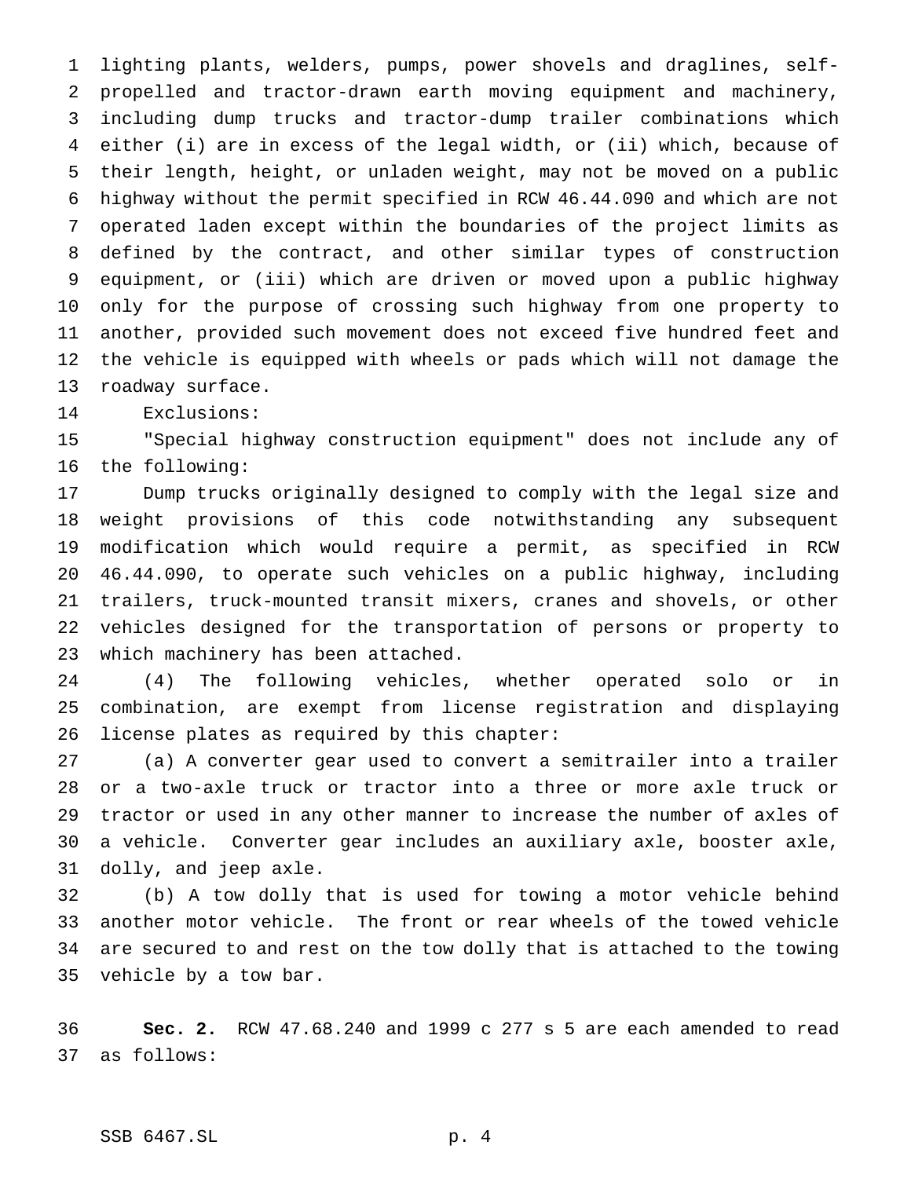lighting plants, welders, pumps, power shovels and draglines, self-propelled and tractor-drawn earth moving equipment and machinery, including dump trucks and tractor-dump trailer combinations which either (i) are in excess of the legal width, or (ii) which, because of their length, height, or unladen weight, may not be moved on a public highway without the permit specified in RCW 46.44.090 and which are not operated laden except within the boundaries of the project limits as defined by the contract, and other similar types of construction equipment, or (iii) which are driven or moved upon a public highway only for the purpose of crossing such highway from one property to another, provided such movement does not exceed five hundred feet and the vehicle is equipped with wheels or pads which will not damage the roadway surface.

Exclusions:

"Special highway construction equipment" does not include any of the following:

Dump trucks originally designed to comply with the legal size and weight provisions of this code notwithstanding any subsequent modification which would require a permit, as specified in RCW 46.44.090, to operate such vehicles on a public highway, including trailers, truck-mounted transit mixers, cranes and shovels, or other vehicles designed for the transportation of persons or property to which machinery has been attached.

(4) The following vehicles, whether operated solo or in combination, are exempt from license registration and displaying license plates as required by this chapter:

(a) A converter gear used to convert a semitrailer into a trailer or a two-axle truck or tractor into a three or more axle truck or tractor or used in any other manner to increase the number of axles of a vehicle. Converter gear includes an auxiliary axle, booster axle, dolly, and jeep axle.

(b) A tow dolly that is used for towing a motor vehicle behind another motor vehicle. The front or rear wheels of the towed vehicle are secured to and rest on the tow dolly that is attached to the towing vehicle by a tow bar.

**Sec. 2.** RCW 47.68.240 and 1999 c 277 s 5 are each amended to read as follows: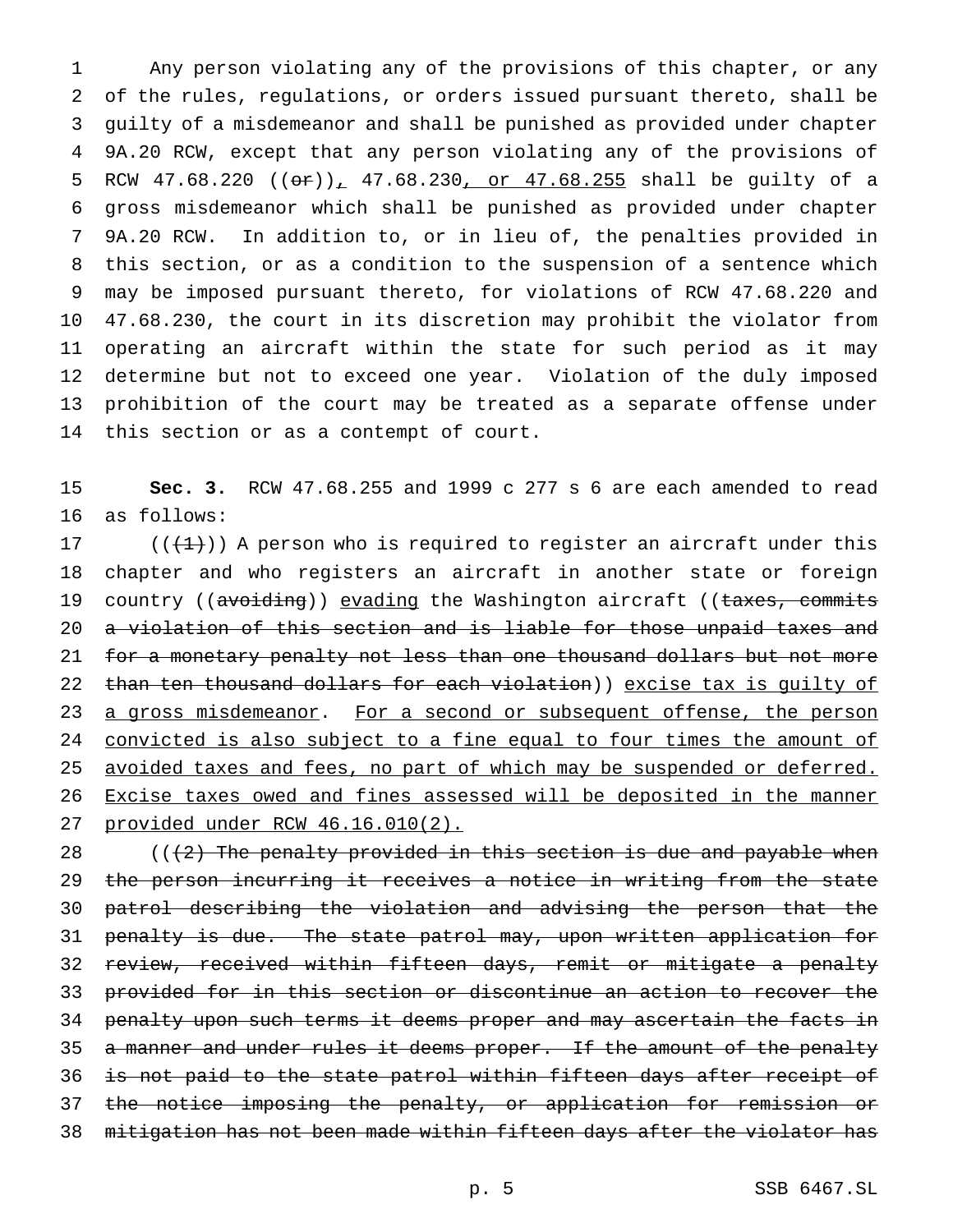Any person violating any of the provisions of this chapter, or any of the rules, regulations, or orders issued pursuant thereto, shall be guilty of a misdemeanor and shall be punished as provided under chapter 9A.20 RCW, except that any person violating any of the provisions of RCW 47.68.220 ((~~or~~))<u>,</u> 47.68.230<u>, or 47.68.255</u> shall be guilty of a gross misdemeanor which shall be punished as provided under chapter 9A.20 RCW. In addition to, or in lieu of, the penalties provided in this section, or as a condition to the suspension of a sentence which may be imposed pursuant thereto, for violations of RCW 47.68.220 and 47.68.230, the court in its discretion may prohibit the violator from operating an aircraft within the state for such period as it may determine but not to exceed one year. Violation of the duly imposed prohibition of the court may be treated as a separate offense under this section or as a contempt of court.

**Sec. 3.** RCW 47.68.255 and 1999 c 277 s 6 are each amended to read as follows:

((~~(1)~~)) A person who is required to register an aircraft under this chapter and who registers an aircraft in another state or foreign country ((~~avoiding~~)) <u>evading</u> the Washington aircraft ((~~taxes, commits a violation of this section and is liable for those unpaid taxes and for a monetary penalty not less than one thousand dollars but not more than ten thousand dollars for each violation~~)) <u>excise tax is guilty of a gross misdemeanor</u>. <u>For a second or subsequent offense, the person convicted is also subject to a fine equal to four times the amount of avoided taxes and fees, no part of which may be suspended or deferred. Excise taxes owed and fines assessed will be deposited in the manner provided under RCW 46.16.010(2).</u>

((~~(2) The penalty provided in this section is due and payable when the person incurring it receives a notice in writing from the state patrol describing the violation and advising the person that the penalty is due. The state patrol may, upon written application for review, received within fifteen days, remit or mitigate a penalty provided for in this section or discontinue an action to recover the penalty upon such terms it deems proper and may ascertain the facts in a manner and under rules it deems proper. If the amount of the penalty is not paid to the state patrol within fifteen days after receipt of the notice imposing the penalty, or application for remission or mitigation has not been made within fifteen days after the violator has~~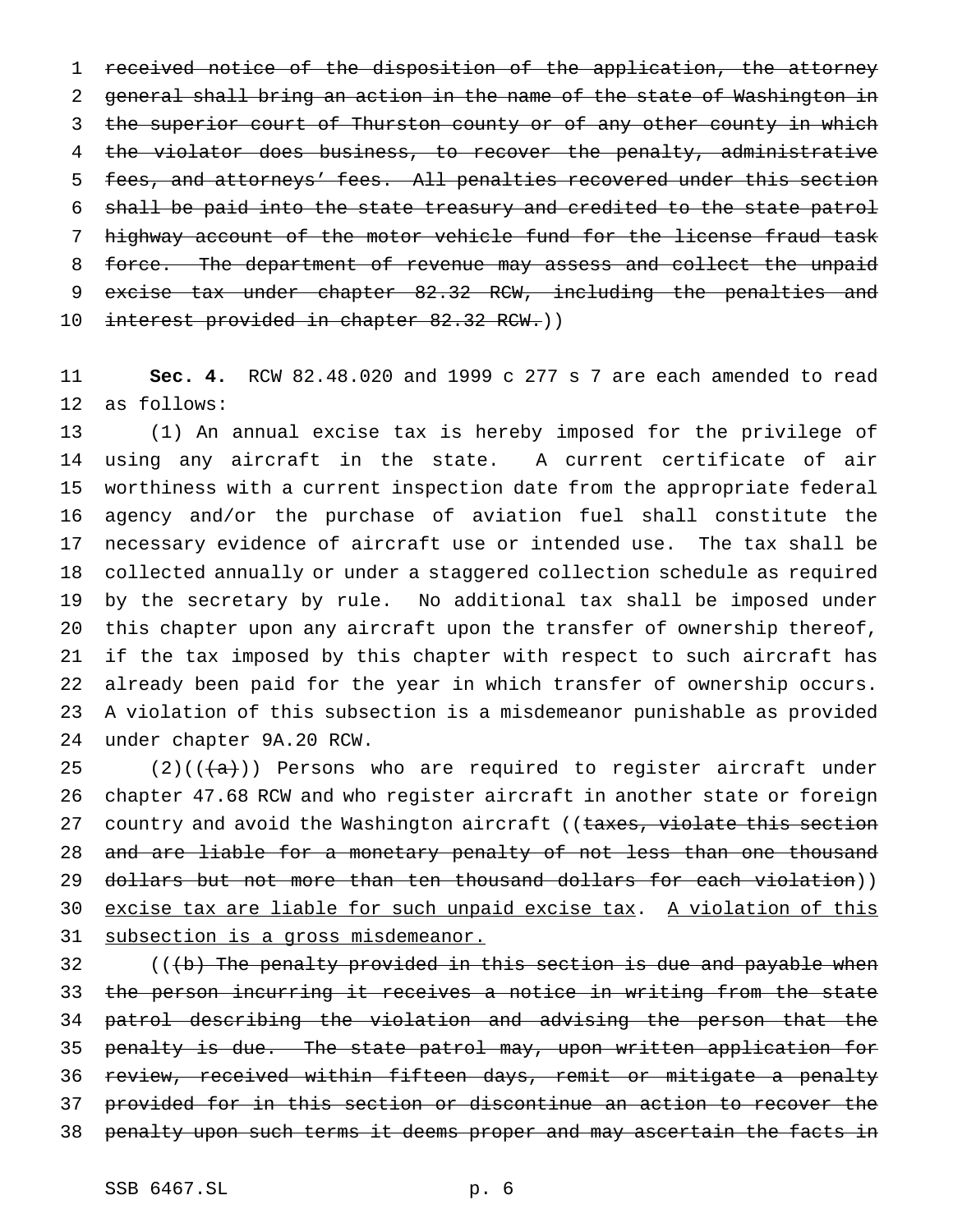received notice of the disposition of the application, the attorney general shall bring an action in the name of the state of Washington in the superior court of Thurston county or of any other county in which the violator does business, to recover the penalty, administrative fees, and attorneys' fees. All penalties recovered under this section shall be paid into the state treasury and credited to the state patrol highway account of the motor vehicle fund for the license fraud task force. The department of revenue may assess and collect the unpaid excise tax under chapter 82.32 RCW, including the penalties and interest provided in chapter 82.32 RCW.))

**Sec. 4.** RCW 82.48.020 and 1999 c 277 s 7 are each amended to read as follows:

(1) An annual excise tax is hereby imposed for the privilege of using any aircraft in the state. A current certificate of air worthiness with a current inspection date from the appropriate federal agency and/or the purchase of aviation fuel shall constitute the necessary evidence of aircraft use or intended use. The tax shall be collected annually or under a staggered collection schedule as required by the secretary by rule. No additional tax shall be imposed under this chapter upon any aircraft upon the transfer of ownership thereof, if the tax imposed by this chapter with respect to such aircraft has already been paid for the year in which transfer of ownership occurs. A violation of this subsection is a misdemeanor punishable as provided under chapter 9A.20 RCW.

(2)(((a))) Persons who are required to register aircraft under chapter 47.68 RCW and who register aircraft in another state or foreign country and avoid the Washington aircraft ((taxes, violate this section and are liable for a monetary penalty of not less than one thousand dollars but not more than ten thousand dollars for each violation)) excise tax are liable for such unpaid excise tax. A violation of this subsection is a gross misdemeanor.

(((b) The penalty provided in this section is due and payable when the person incurring it receives a notice in writing from the state patrol describing the violation and advising the person that the penalty is due. The state patrol may, upon written application for review, received within fifteen days, remit or mitigate a penalty provided for in this section or discontinue an action to recover the penalty upon such terms it deems proper and may ascertain the facts in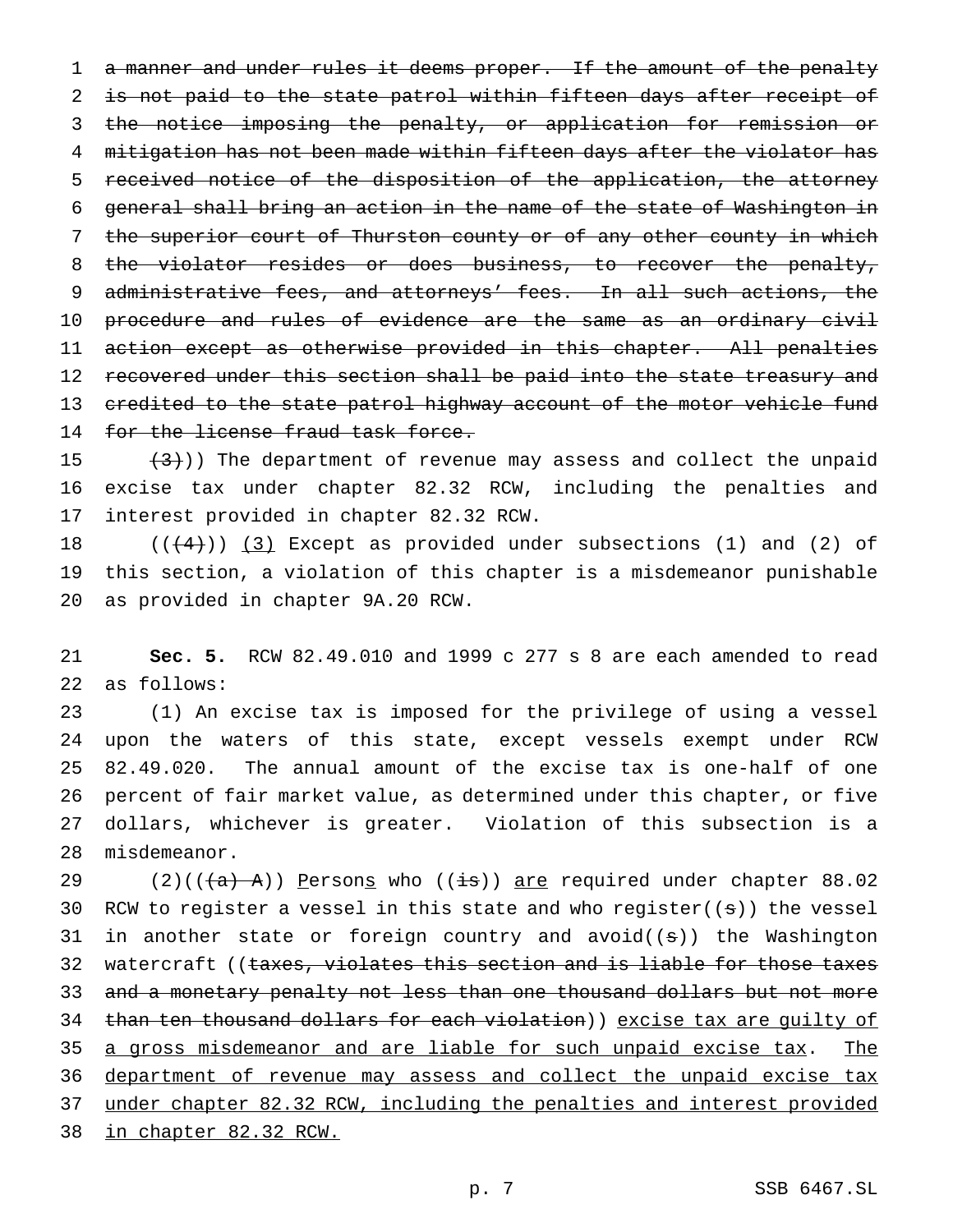~~a manner and under rules it deems proper. If the amount of the penalty is not paid to the state patrol within fifteen days after receipt of the notice imposing the penalty, or application for remission or mitigation has not been made within fifteen days after the violator has received notice of the disposition of the application, the attorney general shall bring an action in the name of the state of Washington in the superior court of Thurston county or of any other county in which the violator resides or does business, to recover the penalty, administrative fees, and attorneys' fees. In all such actions, the procedure and rules of evidence are the same as an ordinary civil action except as otherwise provided in this chapter. All penalties recovered under this section shall be paid into the state treasury and credited to the state patrol highway account of the motor vehicle fund for the license fraud task force.~~

~~(3)~~)) The department of revenue may assess and collect the unpaid excise tax under chapter 82.32 RCW, including the penalties and interest provided in chapter 82.32 RCW.

((~~(4)~~)) <u>(3)</u> Except as provided under subsections (1) and (2) of this section, a violation of this chapter is a misdemeanor punishable as provided in chapter 9A.20 RCW.

**Sec. 5.** RCW 82.49.010 and 1999 c 277 s 8 are each amended to read as follows:

(1) An excise tax is imposed for the privilege of using a vessel upon the waters of this state, except vessels exempt under RCW 82.49.020. The annual amount of the excise tax is one-half of one percent of fair market value, as determined under this chapter, or five dollars, whichever is greater. Violation of this subsection is a misdemeanor.

(2)((~~(a) A~~)) <u>P</u>erson<u>s</u> who ((~~is~~)) <u>are</u> required under chapter 88.02 RCW to register a vessel in this state and who register((~~s~~)) the vessel in another state or foreign country and avoid((~~s~~)) the Washington watercraft ((~~taxes, violates this section and is liable for those taxes and a monetary penalty not less than one thousand dollars but not more than ten thousand dollars for each violation~~)) <u>excise tax are guilty of a gross misdemeanor and are liable for such unpaid excise tax</u>. <u>The department of revenue may assess and collect the unpaid excise tax under chapter 82.32 RCW, including the penalties and interest provided in chapter 82.32 RCW.</u>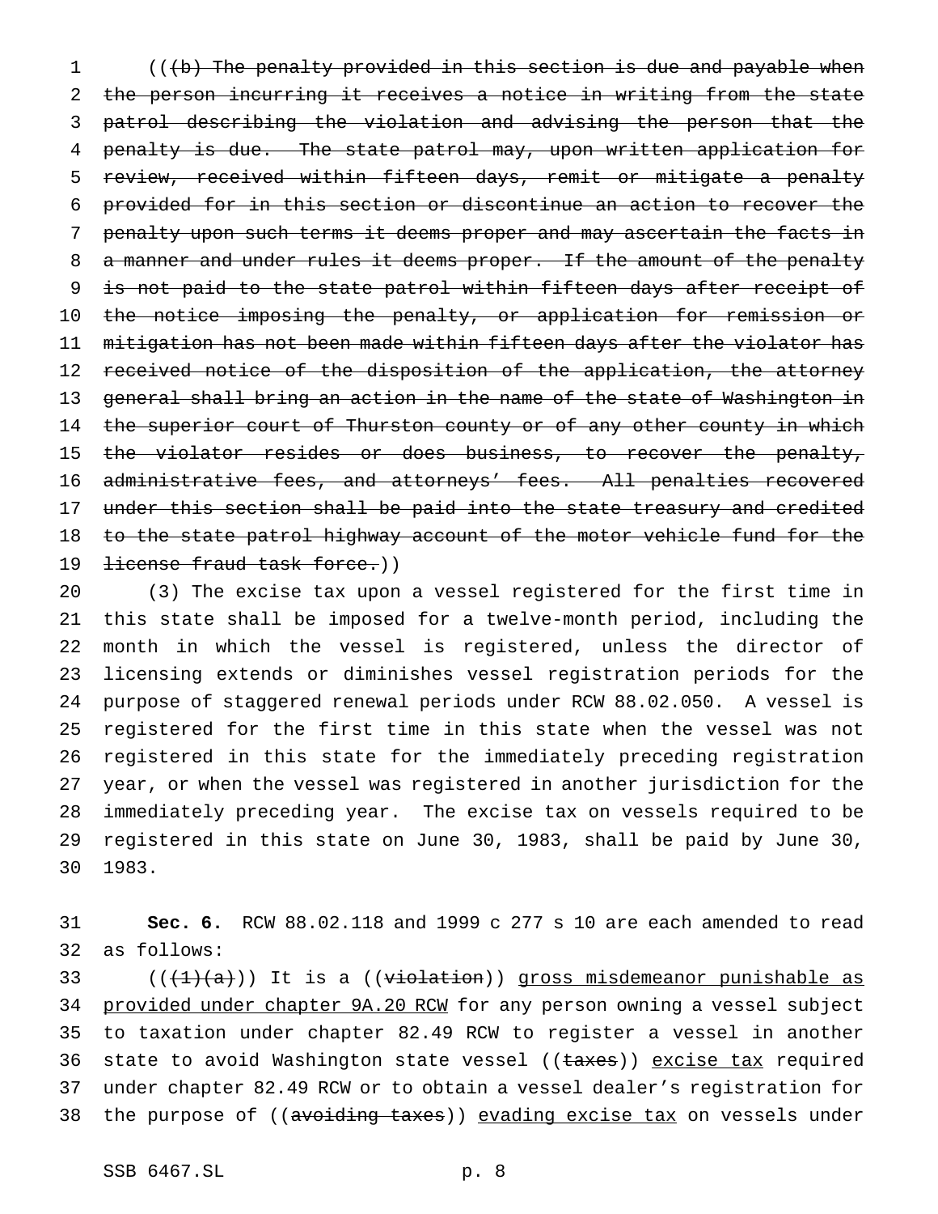((~~(b) The penalty provided in this section is due and payable when the person incurring it receives a notice in writing from the state patrol describing the violation and advising the person that the penalty is due. The state patrol may, upon written application for review, received within fifteen days, remit or mitigate a penalty provided for in this section or discontinue an action to recover the penalty upon such terms it deems proper and may ascertain the facts in a manner and under rules it deems proper. If the amount of the penalty is not paid to the state patrol within fifteen days after receipt of the notice imposing the penalty, or application for remission or mitigation has not been made within fifteen days after the violator has received notice of the disposition of the application, the attorney general shall bring an action in the name of the state of Washington in the superior court of Thurston county or of any other county in which the violator resides or does business, to recover the penalty, administrative fees, and attorneys' fees. All penalties recovered under this section shall be paid into the state treasury and credited to the state patrol highway account of the motor vehicle fund for the license fraud task force.~~))

(3) The excise tax upon a vessel registered for the first time in this state shall be imposed for a twelve-month period, including the month in which the vessel is registered, unless the director of licensing extends or diminishes vessel registration periods for the purpose of staggered renewal periods under RCW 88.02.050. A vessel is registered for the first time in this state when the vessel was not registered in this state for the immediately preceding registration year, or when the vessel was registered in another jurisdiction for the immediately preceding year. The excise tax on vessels required to be registered in this state on June 30, 1983, shall be paid by June 30, 1983.

**Sec. 6.** RCW 88.02.118 and 1999 c 277 s 10 are each amended to read as follows:

((~~(1)(a)~~)) It is a ((~~violation~~)) <u>gross misdemeanor punishable as provided under chapter 9A.20 RCW</u> for any person owning a vessel subject to taxation under chapter 82.49 RCW to register a vessel in another state to avoid Washington state vessel ((~~taxes~~)) <u>excise tax</u> required under chapter 82.49 RCW or to obtain a vessel dealer's registration for the purpose of ((~~avoiding taxes~~)) <u>evading excise tax</u> on vessels under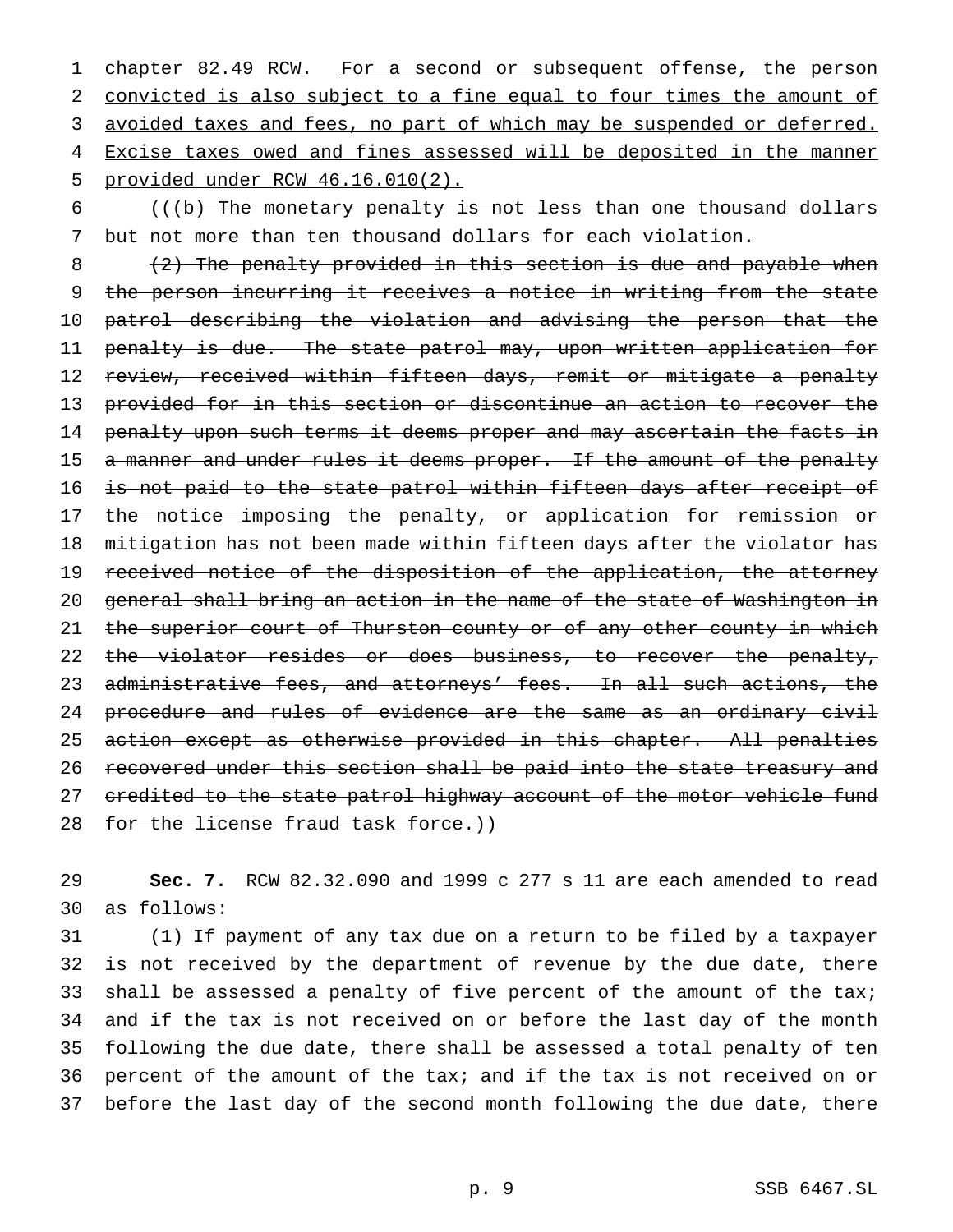chapter 82.49 RCW. For a second or subsequent offense, the person convicted is also subject to a fine equal to four times the amount of avoided taxes and fees, no part of which may be suspended or deferred. Excise taxes owed and fines assessed will be deposited in the manner provided under RCW 46.16.010(2).

(((b) The monetary penalty is not less than one thousand dollars but not more than ten thousand dollars for each violation.

(2) The penalty provided in this section is due and payable when the person incurring it receives a notice in writing from the state patrol describing the violation and advising the person that the penalty is due. The state patrol may, upon written application for review, received within fifteen days, remit or mitigate a penalty provided for in this section or discontinue an action to recover the penalty upon such terms it deems proper and may ascertain the facts in a manner and under rules it deems proper. If the amount of the penalty is not paid to the state patrol within fifteen days after receipt of the notice imposing the penalty, or application for remission or mitigation has not been made within fifteen days after the violator has received notice of the disposition of the application, the attorney general shall bring an action in the name of the state of Washington in the superior court of Thurston county or of any other county in which the violator resides or does business, to recover the penalty, administrative fees, and attorneys' fees. In all such actions, the procedure and rules of evidence are the same as an ordinary civil action except as otherwise provided in this chapter. All penalties recovered under this section shall be paid into the state treasury and credited to the state patrol highway account of the motor vehicle fund for the license fraud task force.))

**Sec. 7.** RCW 82.32.090 and 1999 c 277 s 11 are each amended to read as follows:

(1) If payment of any tax due on a return to be filed by a taxpayer is not received by the department of revenue by the due date, there shall be assessed a penalty of five percent of the amount of the tax; and if the tax is not received on or before the last day of the month following the due date, there shall be assessed a total penalty of ten percent of the amount of the tax; and if the tax is not received on or before the last day of the second month following the due date, there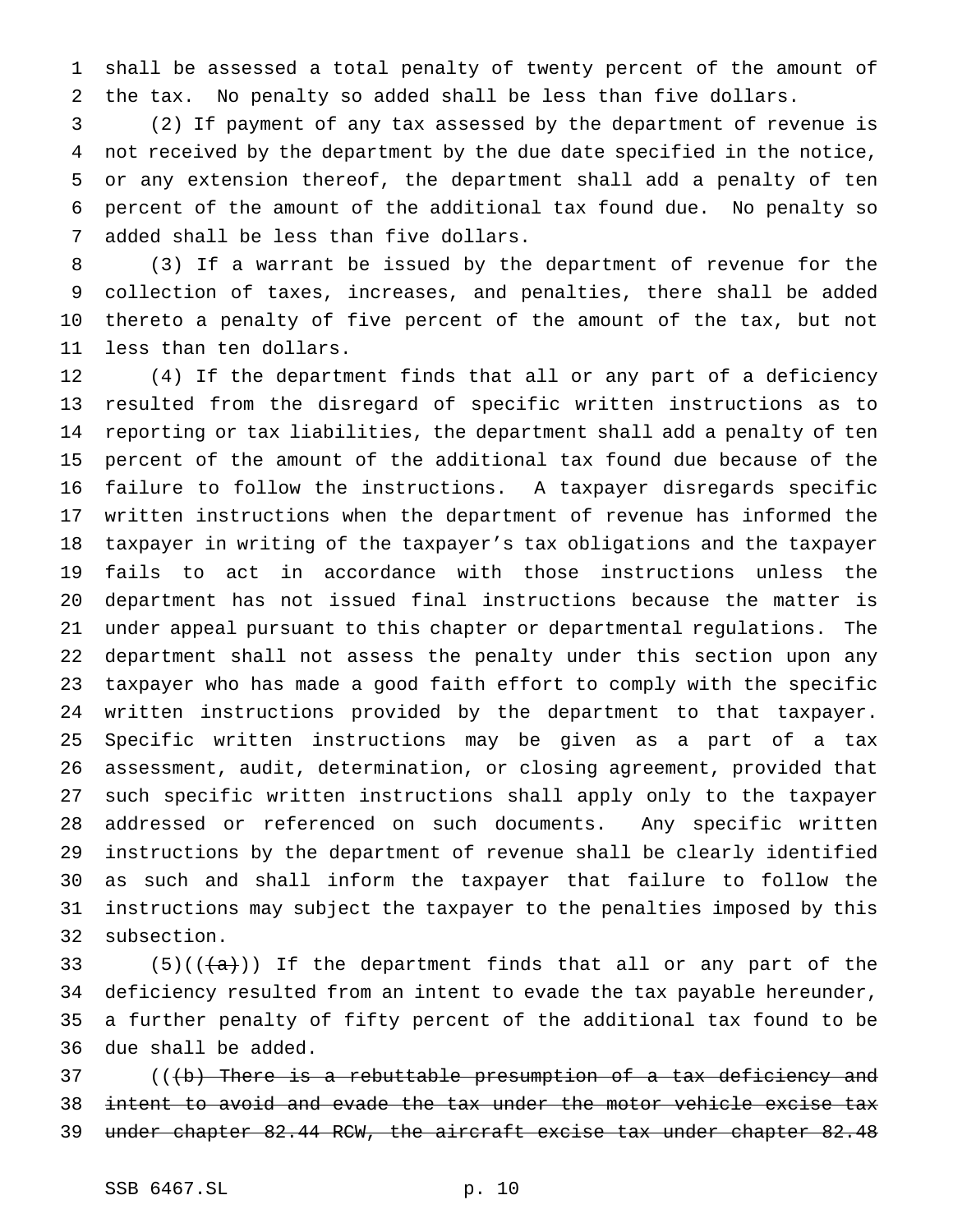shall be assessed a total penalty of twenty percent of the amount of the tax. No penalty so added shall be less than five dollars.

(2) If payment of any tax assessed by the department of revenue is not received by the department by the due date specified in the notice, or any extension thereof, the department shall add a penalty of ten percent of the amount of the additional tax found due. No penalty so added shall be less than five dollars.

(3) If a warrant be issued by the department of revenue for the collection of taxes, increases, and penalties, there shall be added thereto a penalty of five percent of the amount of the tax, but not less than ten dollars.

(4) If the department finds that all or any part of a deficiency resulted from the disregard of specific written instructions as to reporting or tax liabilities, the department shall add a penalty of ten percent of the amount of the additional tax found due because of the failure to follow the instructions. A taxpayer disregards specific written instructions when the department of revenue has informed the taxpayer in writing of the taxpayer's tax obligations and the taxpayer fails to act in accordance with those instructions unless the department has not issued final instructions because the matter is under appeal pursuant to this chapter or departmental regulations. The department shall not assess the penalty under this section upon any taxpayer who has made a good faith effort to comply with the specific written instructions provided by the department to that taxpayer. Specific written instructions may be given as a part of a tax assessment, audit, determination, or closing agreement, provided that such specific written instructions shall apply only to the taxpayer addressed or referenced on such documents. Any specific written instructions by the department of revenue shall be clearly identified as such and shall inform the taxpayer that failure to follow the instructions may subject the taxpayer to the penalties imposed by this subsection.

(5)~~((a))~~ If the department finds that all or any part of the deficiency resulted from an intent to evade the tax payable hereunder, a further penalty of fifty percent of the additional tax found to be due shall be added.

((~~(b) There is a rebuttable presumption of a tax deficiency and intent to avoid and evade the tax under the motor vehicle excise tax under chapter 82.44 RCW, the aircraft excise tax under chapter 82.48~~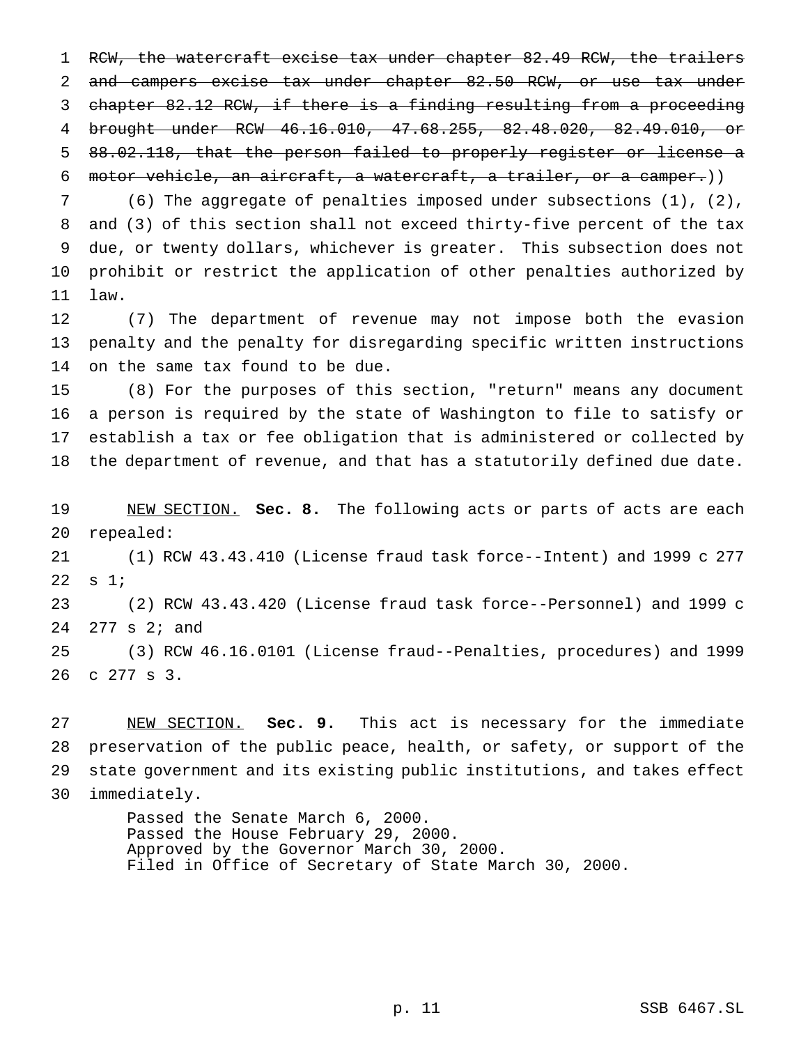~~RCW, the watercraft excise tax under chapter 82.49 RCW, the trailers and campers excise tax under chapter 82.50 RCW, or use tax under chapter 82.12 RCW, if there is a finding resulting from a proceeding brought under RCW 46.16.010, 47.68.255, 82.48.020, 82.49.010, or 88.02.118, that the person failed to properly register or license a motor vehicle, an aircraft, a watercraft, a trailer, or a camper.~~))

(6) The aggregate of penalties imposed under subsections (1), (2), and (3) of this section shall not exceed thirty-five percent of the tax due, or twenty dollars, whichever is greater. This subsection does not prohibit or restrict the application of other penalties authorized by law.

(7) The department of revenue may not impose both the evasion penalty and the penalty for disregarding specific written instructions on the same tax found to be due.

(8) For the purposes of this section, "return" means any document a person is required by the state of Washington to file to satisfy or establish a tax or fee obligation that is administered or collected by the department of revenue, and that has a statutorily defined due date.

NEW SECTION. **Sec. 8.** The following acts or parts of acts are each repealed:

(1) RCW 43.43.410 (License fraud task force--Intent) and 1999 c 277 s 1;

(2) RCW 43.43.420 (License fraud task force--Personnel) and 1999 c 277 s 2; and

(3) RCW 46.16.0101 (License fraud--Penalties, procedures) and 1999 c 277 s 3.

NEW SECTION. **Sec. 9.** This act is necessary for the immediate preservation of the public peace, health, or safety, or support of the state government and its existing public institutions, and takes effect immediately.

Passed the Senate March 6, 2000.
Passed the House February 29, 2000.
Approved by the Governor March 30, 2000.
Filed in Office of Secretary of State March 30, 2000.